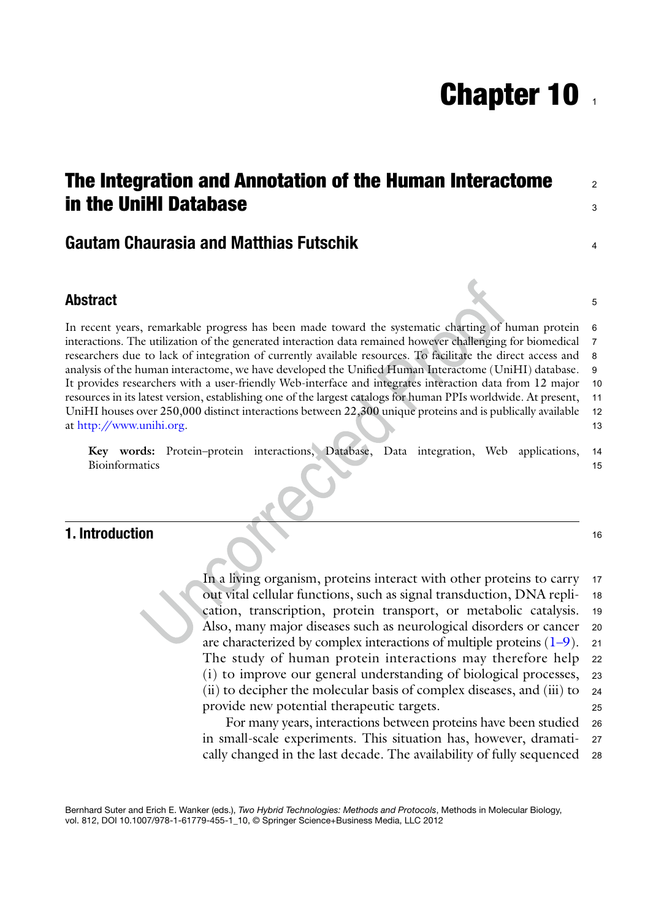# Chapter 10

# The Integration and Annotation of the Human Interactome in the UniHI Database

## Gautam Chaurasia and Matthias Futschik

## Abstract

In recent years, remarkable progress has been made toward the systematic charting of human protein interactions. The utilization of the generated interaction data remained however challenging for biomedical researchers due to lack of integration of currently available resources. To facilitate the direct access and analysis of the human interactome, we have developed the Unified Human Interactome (UniHI) database. It provides researchers with a user-friendly Web-interface and integrates interaction data from 12 major resources in its latest version, establishing one of the largest catalogs for human PPIs worldwide. At present, UniHI houses over 250,000 distinct interactions between 22,300 unique proteins and is publically available at http://www.unihi.org.

**Key words:** Protein–protein interactions, Database, Data integration, Web applications, Bioinformatics

## 1. Introduction

In a living organism, proteins interact with other proteins to carry out vital cellular functions, such as signal transduction, DNA replication, transcription, protein transport, or metabolic catalysis. Also, many major diseases such as neurological disorders or cancer are characterized by complex interactions of multiple proteins (1–9). The study of human protein interactions may therefore help (i) to improve our general understanding of biological processes, (ii) to decipher the molecular basis of complex diseases, and (iii) to provide new potential therapeutic targets.

For many years, interactions between proteins have been studied in small-scale experiments. This situation has, however, dramatically changed in the last decade. The availability of fully sequenced

Bernhard Suter and Erich E. Wanker (eds.), *Two Hybrid Technologies: Methods and Protocols*, Methods in Molecular Biology, vol. 812, DOI 10.1007/978-1-61779-455-1_10, © Springer Science+Business Media, LLC 2012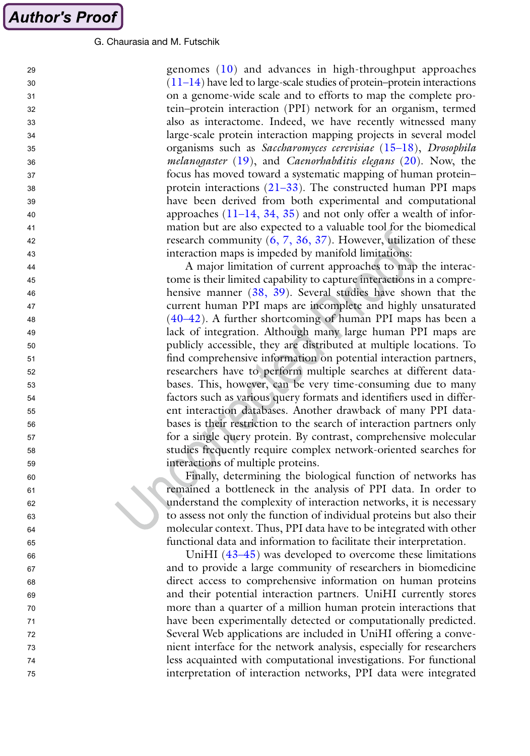genomes (10) and advances in high-throughput approaches (11–14) have led to large-scale studies of protein–protein interactions on a genome-wide scale and to efforts to map the complete protein–protein interaction (PPI) network for an organism, termed also as interactome. Indeed, we have recently witnessed many large-scale protein interaction mapping projects in several model organisms such as *Saccharomyces cerevisiae* (15–18), *Drosophila melanogaster* (19), and *Caenorhabditis elegans* (20). Now, the focus has moved toward a systematic mapping of human protein–protein interactions (21–33). The constructed human PPI maps have been derived from both experimental and computational approaches (11–14, 34, 35) and not only offer a wealth of information but are also expected to a valuable tool for the biomedical research community (6, 7, 36, 37). However, utilization of these interaction maps is impeded by manifold limitations:

A major limitation of current approaches to map the interactome is their limited capability to capture interactions in a comprehensive manner (38, 39). Several studies have shown that the current human PPI maps are incomplete and highly unsaturated (40–42). A further shortcoming of human PPI maps has been a lack of integration. Although many large human PPI maps are publicly accessible, they are distributed at multiple locations. To find comprehensive information on potential interaction partners, researchers have to perform multiple searches at different databases. This, however, can be very time-consuming due to many factors such as various query formats and identifiers used in different interaction databases. Another drawback of many PPI databases is their restriction to the search of interaction partners only for a single query protein. By contrast, comprehensive molecular studies frequently require complex network-oriented searches for interactions of multiple proteins.

Finally, determining the biological function of networks has remained a bottleneck in the analysis of PPI data. In order to understand the complexity of interaction networks, it is necessary to assess not only the function of individual proteins but also their molecular context. Thus, PPI data have to be integrated with other functional data and information to facilitate their interpretation.

UniHI (43–45) was developed to overcome these limitations and to provide a large community of researchers in biomedicine direct access to comprehensive information on human proteins and their potential interaction partners. UniHI currently stores more than a quarter of a million human protein interactions that have been experimentally detected or computationally predicted. Several Web applications are included in UniHI offering a convenient interface for the network analysis, especially for researchers less acquainted with computational investigations. For functional interpretation of interaction networks, PPI data were integrated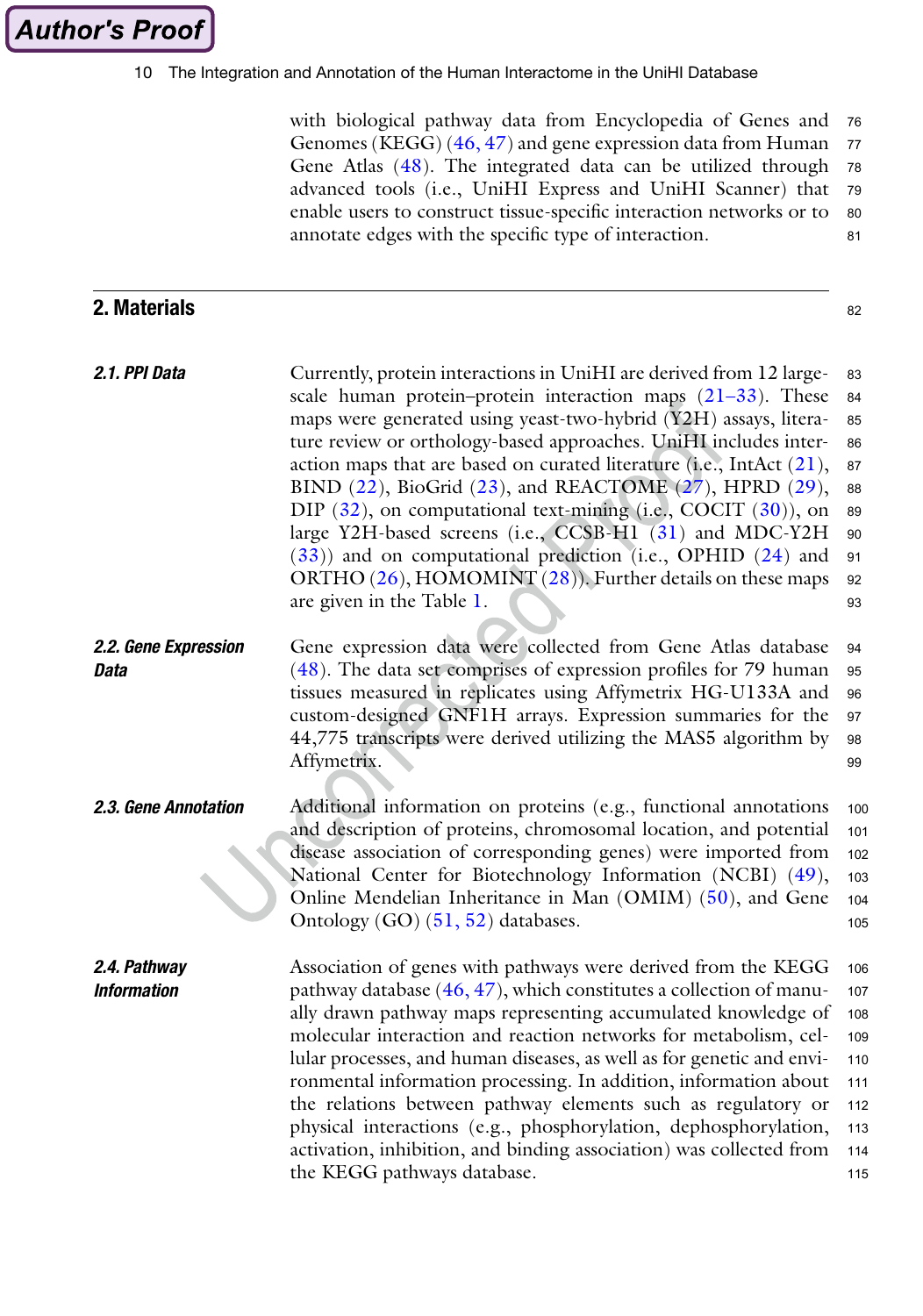with biological pathway data from Encyclopedia of Genes and Genomes (KEGG) (46, 47) and gene expression data from Human Gene Atlas (48). The integrated data can be utilized through advanced tools (i.e., UniHI Express and UniHI Scanner) that enable users to construct tissue-specific interaction networks or to annotate edges with the specific type of interaction.

## 2. Materials

### 2.1. PPI Data

Currently, protein interactions in UniHI are derived from 12 large-scale human protein–protein interaction maps (21–33). These maps were generated using yeast-two-hybrid (Y2H) assays, literature review or orthology-based approaches. UniHI includes interaction maps that are based on curated literature (i.e., IntAct (21), BIND (22), BioGrid (23), and REACTOME (27), HPRD (29), DIP (32), on computational text-mining (i.e., COCIT (30)), on large Y2H-based screens (i.e., CCSB-H1 (31) and MDC-Y2H (33)) and on computational prediction (i.e., OPHID (24) and ORTHO (26), HOMOMINT (28)). Further details on these maps are given in the Table 1.

### 2.2. Gene Expression Data

Gene expression data were collected from Gene Atlas database (48). The data set comprises of expression profiles for 79 human tissues measured in replicates using Affymetrix HG-U133A and custom-designed GNF1H arrays. Expression summaries for the 44,775 transcripts were derived utilizing the MAS5 algorithm by Affymetrix.

### 2.3. Gene Annotation

Additional information on proteins (e.g., functional annotations and description of proteins, chromosomal location, and potential disease association of corresponding genes) were imported from National Center for Biotechnology Information (NCBI) (49), Online Mendelian Inheritance in Man (OMIM) (50), and Gene Ontology (GO) (51, 52) databases.

### 2.4. Pathway Information

Association of genes with pathways were derived from the KEGG pathway database (46, 47), which constitutes a collection of manually drawn pathway maps representing accumulated knowledge of molecular interaction and reaction networks for metabolism, cellular processes, and human diseases, as well as for genetic and environmental information processing. In addition, information about the relations between pathway elements such as regulatory or physical interactions (e.g., phosphorylation, dephosphorylation, activation, inhibition, and binding association) was collected from the KEGG pathways database.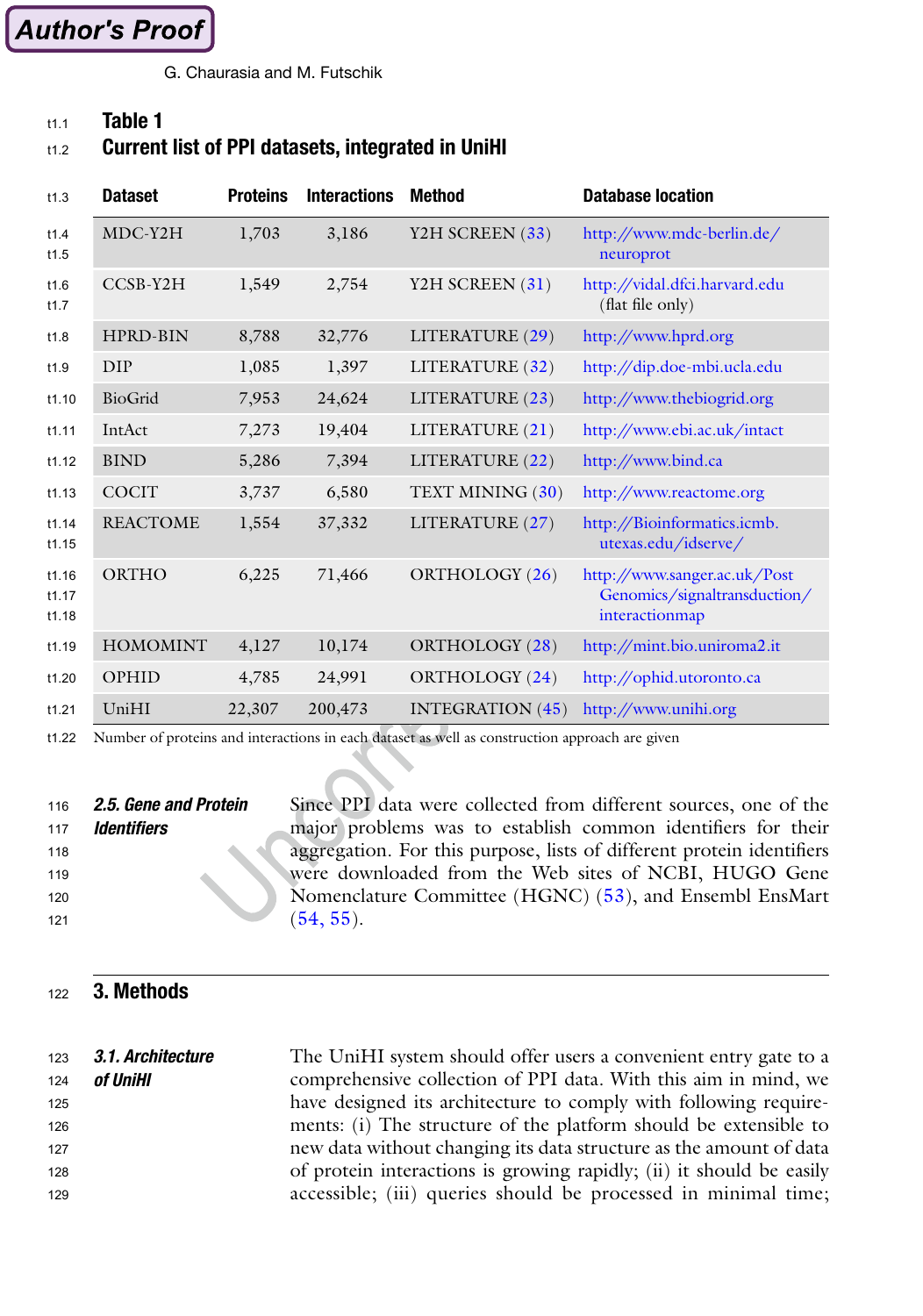**Table 1**
**Current list of PPI datasets, integrated in UniHI**

| Dataset | Proteins | Interactions | Method | Database location |
|---|---|---|---|---|
| MDC-Y2H | 1,703 | 3,186 | Y2H SCREEN (33) | http://www.mdc-berlin.de/neuroprot |
| CCSB-Y2H | 1,549 | 2,754 | Y2H SCREEN (31) | http://vidal.dfci.harvard.edu (flat file only) |
| HPRD-BIN | 8,788 | 32,776 | LITERATURE (29) | http://www.hprd.org |
| DIP | 1,085 | 1,397 | LITERATURE (32) | http://dip.doe-mbi.ucla.edu |
| BioGrid | 7,953 | 24,624 | LITERATURE (23) | http://www.thebiogrid.org |
| IntAct | 7,273 | 19,404 | LITERATURE (21) | http://www.ebi.ac.uk/intact |
| BIND | 5,286 | 7,394 | LITERATURE (22) | http://www.bind.ca |
| COCIT | 3,737 | 6,580 | TEXT MINING (30) | http://www.reactome.org |
| REACTOME | 1,554 | 37,332 | LITERATURE (27) | http://Bioinformatics.icmb.utexas.edu/idserve/ |
| ORTHO | 6,225 | 71,466 | ORTHOLOGY (26) | http://www.sanger.ac.uk/PostGenomics/signaltransduction/interactionmap |
| HOMOMINT | 4,127 | 10,174 | ORTHOLOGY (28) | http://mint.bio.uniroma2.it |
| OPHID | 4,785 | 24,991 | ORTHOLOGY (24) | http://ophid.utoronto.ca |
| UniHI | 22,307 | 200,473 | INTEGRATION (45) | http://www.unihi.org |

Number of proteins and interactions in each dataset as well as construction approach are given

### 2.5. Gene and Protein Identifiers

Since PPI data were collected from different sources, one of the major problems was to establish common identifiers for their aggregation. For this purpose, lists of different protein identifiers were downloaded from the Web sites of NCBI, HUGO Gene Nomenclature Committee (HGNC) (53), and Ensembl EnsMart (54, 55).

## 3. Methods

### 3.1. Architecture of UniHI

The UniHI system should offer users a convenient entry gate to a comprehensive collection of PPI data. With this aim in mind, we have designed its architecture to comply with following requirements: (i) The structure of the platform should be extensible to new data without changing its data structure as the amount of data of protein interactions is growing rapidly; (ii) it should be easily accessible; (iii) queries should be processed in minimal time;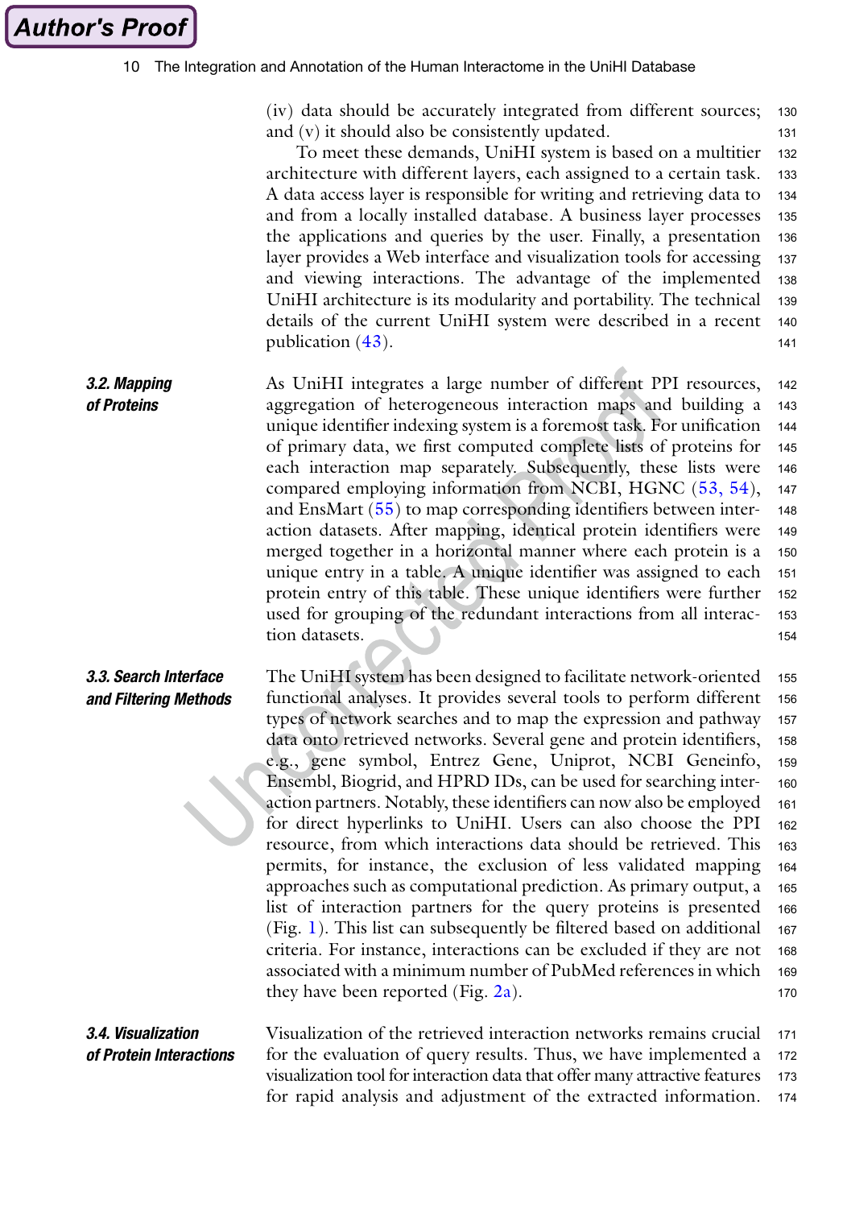(iv) data should be accurately integrated from different sources; and (v) it should also be consistently updated.

To meet these demands, UniHI system is based on a multitier architecture with different layers, each assigned to a certain task. A data access layer is responsible for writing and retrieving data to and from a locally installed database. A business layer processes the applications and queries by the user. Finally, a presentation layer provides a Web interface and visualization tools for accessing and viewing interactions. The advantage of the implemented UniHI architecture is its modularity and portability. The technical details of the current UniHI system were described in a recent publication (43).

### 3.2. Mapping of Proteins

As UniHI integrates a large number of different PPI resources, aggregation of heterogeneous interaction maps and building a unique identifier indexing system is a foremost task. For unification of primary data, we first computed complete lists of proteins for each interaction map separately. Subsequently, these lists were compared employing information from NCBI, HGNC (53, 54), and EnsMart (55) to map corresponding identifiers between interaction datasets. After mapping, identical protein identifiers were merged together in a horizontal manner where each protein is a unique entry in a table. A unique identifier was assigned to each protein entry of this table. These unique identifiers were further used for grouping of the redundant interactions from all interaction datasets.

### 3.3. Search Interface and Filtering Methods

The UniHI system has been designed to facilitate network-oriented functional analyses. It provides several tools to perform different types of network searches and to map the expression and pathway data onto retrieved networks. Several gene and protein identifiers, e.g., gene symbol, Entrez Gene, Uniprot, NCBI Geneinfo, Ensembl, Biogrid, and HPRD IDs, can be used for searching interaction partners. Notably, these identifiers can now also be employed for direct hyperlinks to UniHI. Users can also choose the PPI resource, from which interactions data should be retrieved. This permits, for instance, the exclusion of less validated mapping approaches such as computational prediction. As primary output, a list of interaction partners for the query proteins is presented (Fig. 1). This list can subsequently be filtered based on additional criteria. For instance, interactions can be excluded if they are not associated with a minimum number of PubMed references in which they have been reported (Fig. 2a).

### 3.4. Visualization of Protein Interactions

Visualization of the retrieved interaction networks remains crucial for the evaluation of query results. Thus, we have implemented a visualization tool for interaction data that offer many attractive features for rapid analysis and adjustment of the extracted information.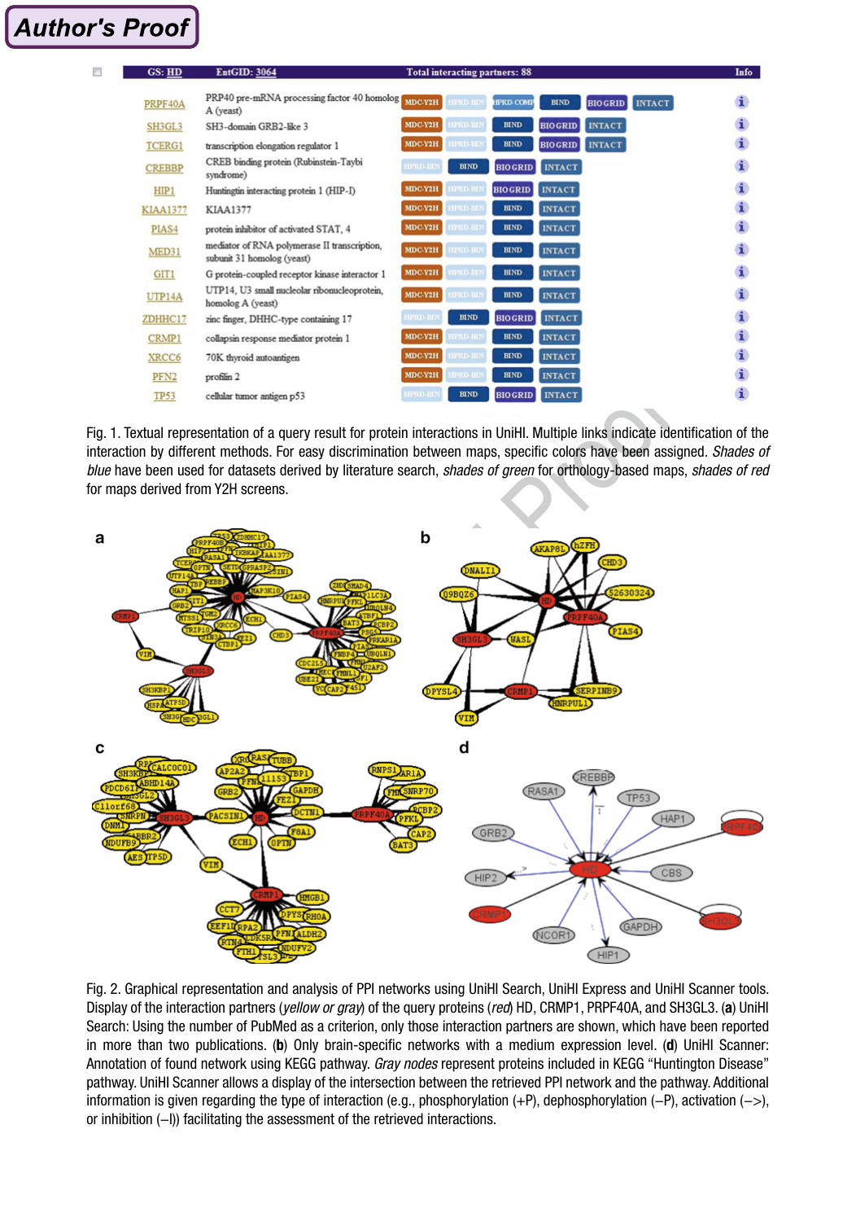Fig. 1. Textual representation of a query result for protein interactions in UniHI. Multiple links indicate identification of the interaction by different methods. For easy discrimination between maps, specific colors have been assigned. *Shades of blue* have been used for datasets derived by literature search, *shades of green* for orthology-based maps, *shades of red* for maps derived from Y2H screens.

Fig. 2. Graphical representation and analysis of PPI networks using UniHI Search, UniHI Express and UniHI Scanner tools. Display of the interaction partners (*yellow or gray*) of the query proteins (*red*) HD, CRMP1, PRPF40A, and SH3GL3. (**a**) UniHI Search: Using the number of PubMed as a criterion, only those interaction partners are shown, which have been reported in more than two publications. (**b**) Only brain-specific networks with a medium expression level. (**d**) UniHI Scanner: Annotation of found network using KEGG pathway. *Gray nodes* represent proteins included in KEGG "Huntington Disease" pathway. UniHI Scanner allows a display of the intersection between the retrieved PPI network and the pathway. Additional information is given regarding the type of interaction (e.g., phosphorylation (+P), dephosphorylation (–P), activation (–>), or inhibition (–|)) facilitating the assessment of the retrieved interactions.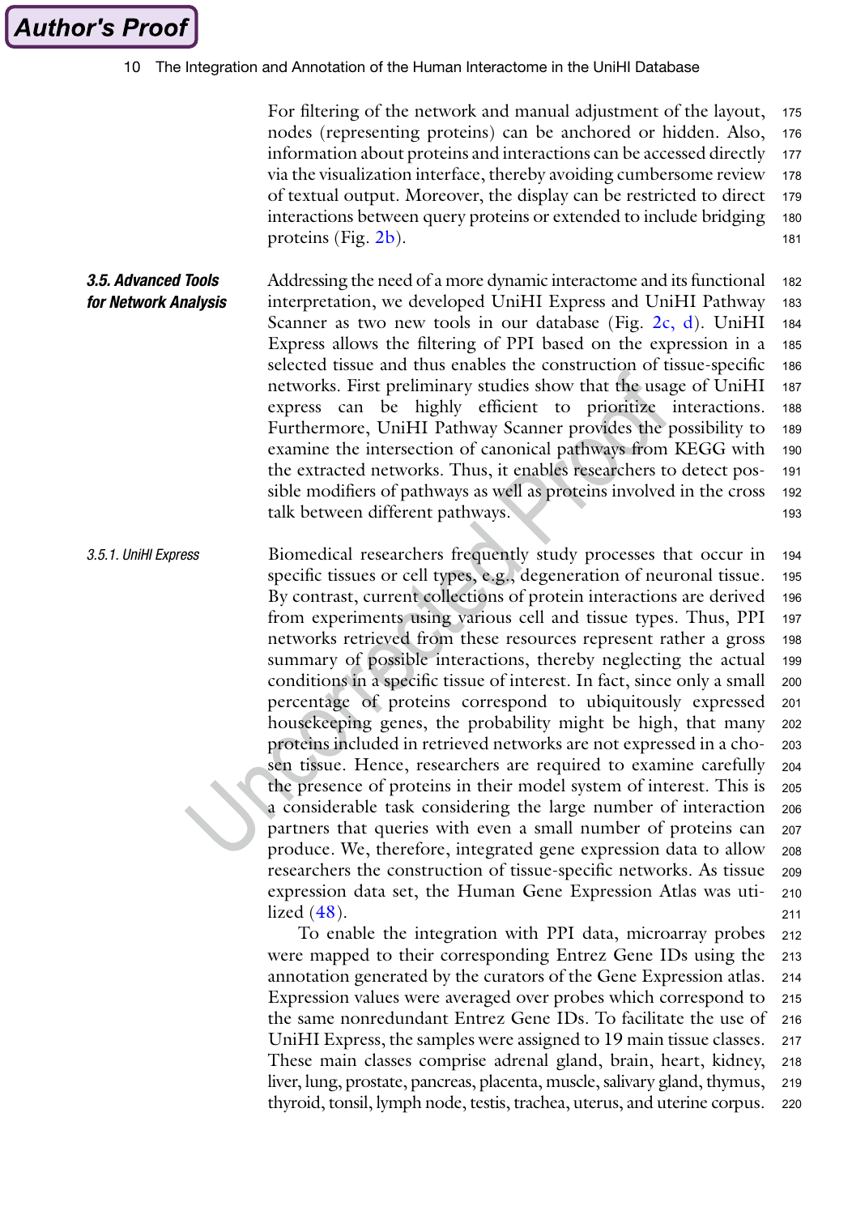For filtering of the network and manual adjustment of the layout, nodes (representing proteins) can be anchored or hidden. Also, information about proteins and interactions can be accessed directly via the visualization interface, thereby avoiding cumbersome review of textual output. Moreover, the display can be restricted to direct interactions between query proteins or extended to include bridging proteins (Fig. 2b).

### 3.5. Advanced Tools for Network Analysis

Addressing the need of a more dynamic interactome and its functional interpretation, we developed UniHI Express and UniHI Pathway Scanner as two new tools in our database (Fig. 2c, d). UniHI Express allows the filtering of PPI based on the expression in a selected tissue and thus enables the construction of tissue-specific networks. First preliminary studies show that the usage of UniHI express can be highly efficient to prioritize interactions. Furthermore, UniHI Pathway Scanner provides the possibility to examine the intersection of canonical pathways from KEGG with the extracted networks. Thus, it enables researchers to detect possible modifiers of pathways as well as proteins involved in the cross talk between different pathways.

#### 3.5.1. UniHI Express

Biomedical researchers frequently study processes that occur in specific tissues or cell types, e.g., degeneration of neuronal tissue. By contrast, current collections of protein interactions are derived from experiments using various cell and tissue types. Thus, PPI networks retrieved from these resources represent rather a gross summary of possible interactions, thereby neglecting the actual conditions in a specific tissue of interest. In fact, since only a small percentage of proteins correspond to ubiquitously expressed housekeeping genes, the probability might be high, that many proteins included in retrieved networks are not expressed in a chosen tissue. Hence, researchers are required to examine carefully the presence of proteins in their model system of interest. This is a considerable task considering the large number of interaction partners that queries with even a small number of proteins can produce. We, therefore, integrated gene expression data to allow researchers the construction of tissue-specific networks. As tissue expression data set, the Human Gene Expression Atlas was utilized (48).

To enable the integration with PPI data, microarray probes were mapped to their corresponding Entrez Gene IDs using the annotation generated by the curators of the Gene Expression atlas. Expression values were averaged over probes which correspond to the same nonredundant Entrez Gene IDs. To facilitate the use of UniHI Express, the samples were assigned to 19 main tissue classes. These main classes comprise adrenal gland, brain, heart, kidney, liver, lung, prostate, pancreas, placenta, muscle, salivary gland, thymus, thyroid, tonsil, lymph node, testis, trachea, uterus, and uterine corpus.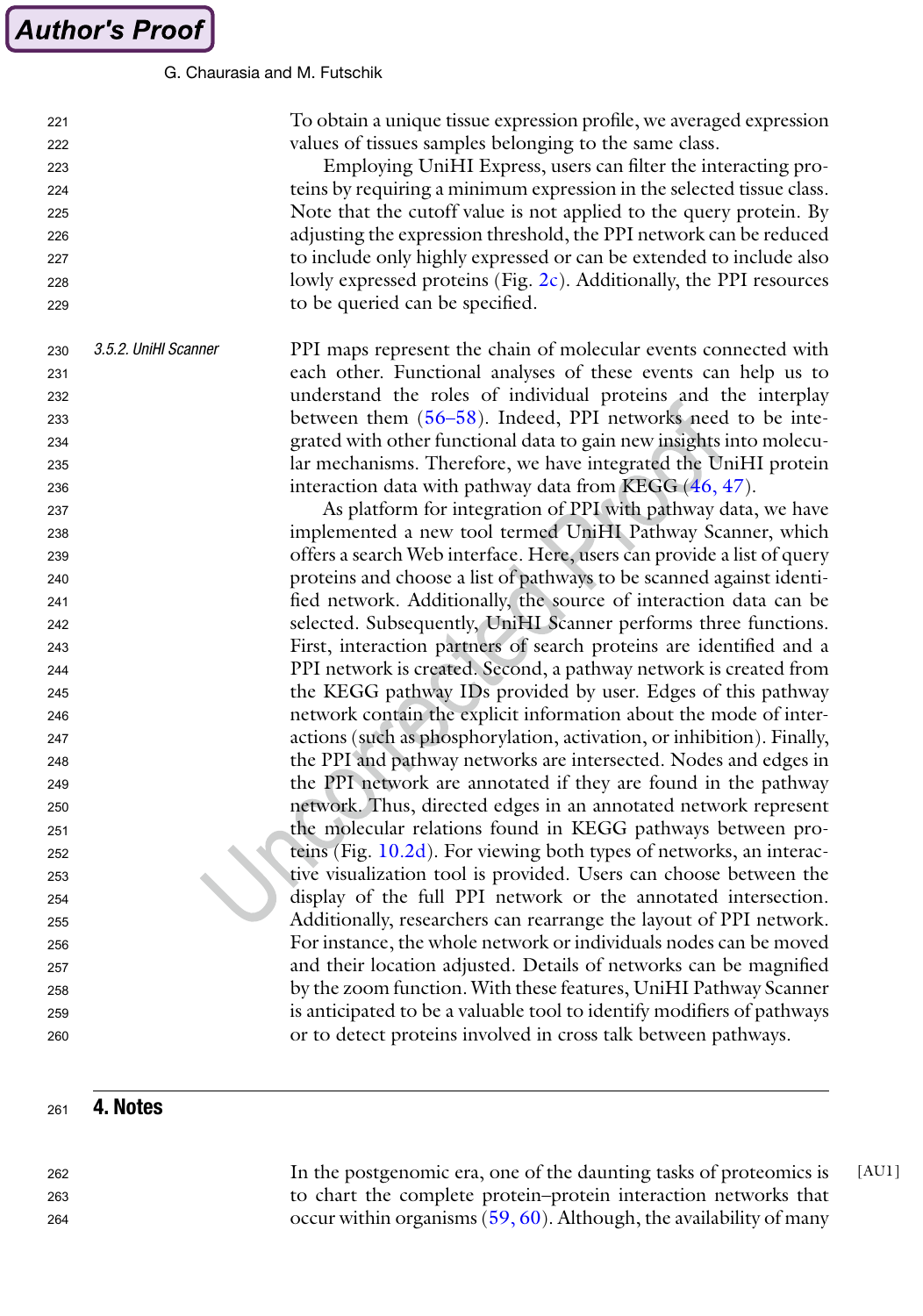To obtain a unique tissue expression profile, we averaged expression values of tissues samples belonging to the same class.

Employing UniHI Express, users can filter the interacting proteins by requiring a minimum expression in the selected tissue class. Note that the cutoff value is not applied to the query protein. By adjusting the expression threshold, the PPI network can be reduced to include only highly expressed or can be extended to include also lowly expressed proteins (Fig. 2c). Additionally, the PPI resources to be queried can be specified.

#### *3.5.2. UniHI Scanner*

PPI maps represent the chain of molecular events connected with each other. Functional analyses of these events can help us to understand the roles of individual proteins and the interplay between them (56–58). Indeed, PPI networks need to be integrated with other functional data to gain new insights into molecular mechanisms. Therefore, we have integrated the UniHI protein interaction data with pathway data from KEGG (46, 47).

As platform for integration of PPI with pathway data, we have implemented a new tool termed UniHI Pathway Scanner, which offers a search Web interface. Here, users can provide a list of query proteins and choose a list of pathways to be scanned against identified network. Additionally, the source of interaction data can be selected. Subsequently, UniHI Scanner performs three functions. First, interaction partners of search proteins are identified and a PPI network is created. Second, a pathway network is created from the KEGG pathway IDs provided by user. Edges of this pathway network contain the explicit information about the mode of interactions (such as phosphorylation, activation, or inhibition). Finally, the PPI and pathway networks are intersected. Nodes and edges in the PPI network are annotated if they are found in the pathway network. Thus, directed edges in an annotated network represent the molecular relations found in KEGG pathways between proteins (Fig. 10.2d). For viewing both types of networks, an interactive visualization tool is provided. Users can choose between the display of the full PPI network or the annotated intersection. Additionally, researchers can rearrange the layout of PPI network. For instance, the whole network or individuals nodes can be moved and their location adjusted. Details of networks can be magnified by the zoom function. With these features, UniHI Pathway Scanner is anticipated to be a valuable tool to identify modifiers of pathways or to detect proteins involved in cross talk between pathways.

## 4. Notes

In the postgenomic era, one of the daunting tasks of proteomics is to chart the complete protein–protein interaction networks that occur within organisms (59, 60). Although, the availability of many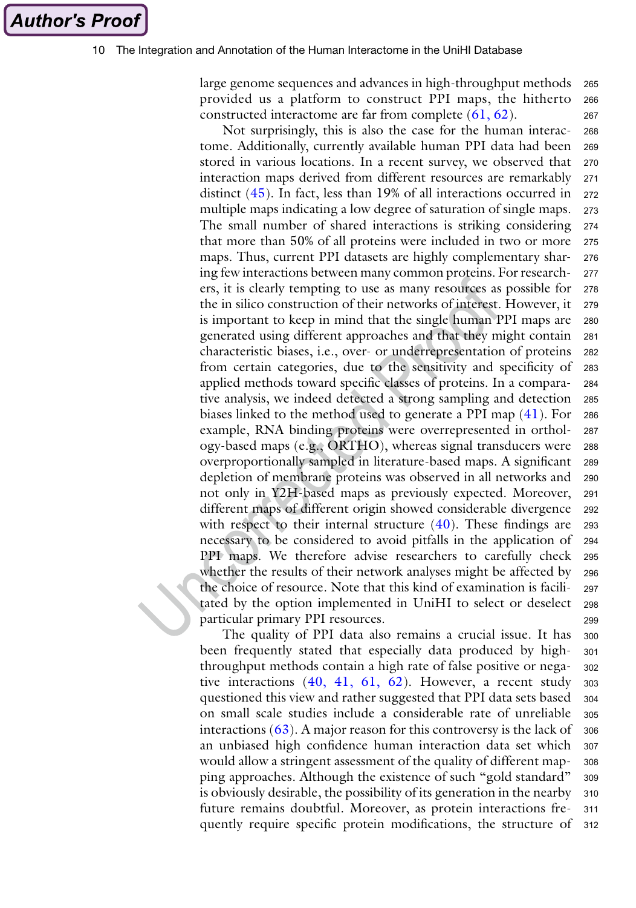large genome sequences and advances in high-throughput methods provided us a platform to construct PPI maps, the hitherto constructed interactome are far from complete (61, 62).

Not surprisingly, this is also the case for the human interactome. Additionally, currently available human PPI data had been stored in various locations. In a recent survey, we observed that interaction maps derived from different resources are remarkably distinct (45). In fact, less than 19% of all interactions occurred in multiple maps indicating a low degree of saturation of single maps. The small number of shared interactions is striking considering that more than 50% of all proteins were included in two or more maps. Thus, current PPI datasets are highly complementary sharing few interactions between many common proteins. For researchers, it is clearly tempting to use as many resources as possible for the in silico construction of their networks of interest. However, it is important to keep in mind that the single human PPI maps are generated using different approaches and that they might contain characteristic biases, i.e., over- or underrepresentation of proteins from certain categories, due to the sensitivity and specificity of applied methods toward specific classes of proteins. In a comparative analysis, we indeed detected a strong sampling and detection biases linked to the method used to generate a PPI map (41). For example, RNA binding proteins were overrepresented in orthology-based maps (e.g., ORTHO), whereas signal transducers were overproportionally sampled in literature-based maps. A significant depletion of membrane proteins was observed in all networks and not only in Y2H-based maps as previously expected. Moreover, different maps of different origin showed considerable divergence with respect to their internal structure (40). These findings are necessary to be considered to avoid pitfalls in the application of PPI maps. We therefore advise researchers to carefully check whether the results of their network analyses might be affected by the choice of resource. Note that this kind of examination is facilitated by the option implemented in UniHI to select or deselect particular primary PPI resources.

The quality of PPI data also remains a crucial issue. It has been frequently stated that especially data produced by high-throughput methods contain a high rate of false positive or negative interactions (40, 41, 61, 62). However, a recent study questioned this view and rather suggested that PPI data sets based on small scale studies include a considerable rate of unreliable interactions (63). A major reason for this controversy is the lack of an unbiased high confidence human interaction data set which would allow a stringent assessment of the quality of different mapping approaches. Although the existence of such "gold standard" is obviously desirable, the possibility of its generation in the nearby future remains doubtful. Moreover, as protein interactions frequently require specific protein modifications, the structure of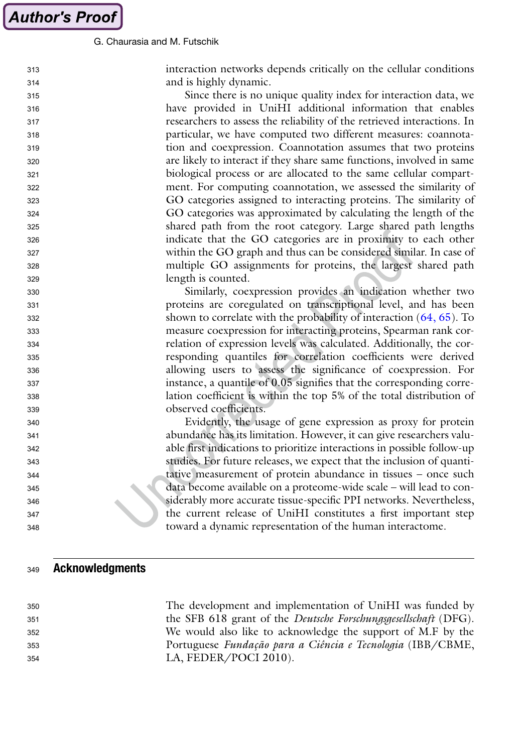interaction networks depends critically on the cellular conditions and is highly dynamic.

Since there is no unique quality index for interaction data, we have provided in UniHI additional information that enables researchers to assess the reliability of the retrieved interactions. In particular, we have computed two different measures: coannotation and coexpression. Coannotation assumes that two proteins are likely to interact if they share same functions, involved in same biological process or are allocated to the same cellular compartment. For computing coannotation, we assessed the similarity of GO categories assigned to interacting proteins. The similarity of GO categories was approximated by calculating the length of the shared path from the root category. Large shared path lengths indicate that the GO categories are in proximity to each other within the GO graph and thus can be considered similar. In case of multiple GO assignments for proteins, the largest shared path length is counted.

Similarly, coexpression provides an indication whether two proteins are coregulated on transcriptional level, and has been shown to correlate with the probability of interaction (64, 65). To measure coexpression for interacting proteins, Spearman rank correlation of expression levels was calculated. Additionally, the corresponding quantiles for correlation coefficients were derived allowing users to assess the significance of coexpression. For instance, a quantile of 0.05 signifies that the corresponding correlation coefficient is within the top 5% of the total distribution of observed coefficients.

Evidently, the usage of gene expression as proxy for protein abundance has its limitation. However, it can give researchers valuable first indications to prioritize interactions in possible follow-up studies. For future releases, we expect that the inclusion of quantitative measurement of protein abundance in tissues – once such data become available on a proteome-wide scale – will lead to considerably more accurate tissue-specific PPI networks. Nevertheless, the current release of UniHI constitutes a first important step toward a dynamic representation of the human interactome.

## Acknowledgments

The development and implementation of UniHI was funded by the SFB 618 grant of the *Deutsche Forschungsgesellschaft* (DFG). We would also like to acknowledge the support of M.F by the Portuguese *Fundação para a Ciência e Tecnologia* (IBB/CBME, LA, FEDER/POCI 2010).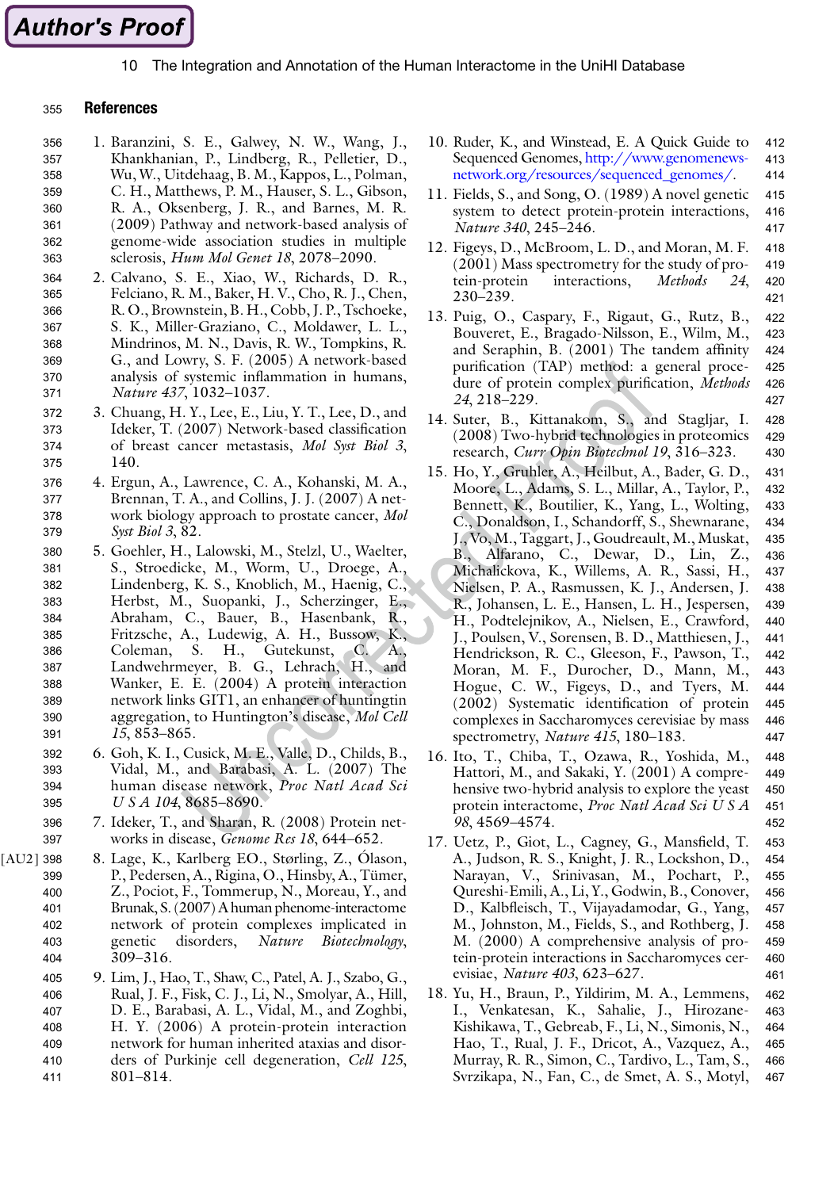## References

1. Baranzini, S. E., Galwey, N. W., Wang, J., Khankhanian, P., Lindberg, R., Pelletier, D., Wu, W., Uitdehaag, B. M., Kappos, L., Polman, C. H., Matthews, P. M., Hauser, S. L., Gibson, R. A., Oksenberg, J. R., and Barnes, M. R. (2009) Pathway and network-based analysis of genome-wide association studies in multiple sclerosis, *Hum Mol Genet 18*, 2078–2090.
2. Calvano, S. E., Xiao, W., Richards, D. R., Felciano, R. M., Baker, H. V., Cho, R. J., Chen, R. O., Brownstein, B. H., Cobb, J. P., Tschoeke, S. K., Miller-Graziano, C., Moldawer, L. L., Mindrinos, M. N., Davis, R. W., Tompkins, R. G., and Lowry, S. F. (2005) A network-based analysis of systemic inflammation in humans, *Nature 437*, 1032–1037.
3. Chuang, H. Y., Lee, E., Liu, Y. T., Lee, D., and Ideker, T. (2007) Network-based classification of breast cancer metastasis, *Mol Syst Biol 3*, 140.
4. Ergun, A., Lawrence, C. A., Kohanski, M. A., Brennan, T. A., and Collins, J. J. (2007) A network biology approach to prostate cancer, *Mol Syst Biol 3*, 82.
5. Goehler, H., Lalowski, M., Stelzl, U., Waelter, S., Stroedicke, M., Worm, U., Droege, A., Lindenberg, K. S., Knoblich, M., Haenig, C., Herbst, M., Suopanki, J., Scherzinger, E., Abraham, C., Bauer, B., Hasenbank, R., Fritzsche, A., Ludewig, A. H., Bussow, K., Coleman, S. H., Gutekunst, C. A., Landwehrmeyer, B. G., Lehrach, H., and Wanker, E. E. (2004) A protein interaction network links GIT1, an enhancer of huntingtin aggregation, to Huntington's disease, *Mol Cell 15*, 853–865.
6. Goh, K. I., Cusick, M. E., Valle, D., Childs, B., Vidal, M., and Barabasi, A. L. (2007) The human disease network, *Proc Natl Acad Sci U S A 104*, 8685–8690.
7. Ideker, T., and Sharan, R. (2008) Protein networks in disease, *Genome Res 18*, 644–652.
8. Lage, K., Karlberg EO., Størling, Z., Ólason, P., Pedersen, A., Rigina, O., Hinsby, A., Tümer, Z., Pociot, F., Tommerup, N., Moreau, Y., and Brunak, S. (2007) A human phenome-interactome network of protein complexes implicated in genetic disorders, *Nature Biotechnology*, 309–316.
9. Lim, J., Hao, T., Shaw, C., Patel, A. J., Szabo, G., Rual, J. F., Fisk, C. J., Li, N., Smolyar, A., Hill, D. E., Barabasi, A. L., Vidal, M., and Zoghbi, H. Y. (2006) A protein-protein interaction network for human inherited ataxias and disorders of Purkinje cell degeneration, *Cell 125*, 801–814.
10. Ruder, K., and Winstead, E. A Quick Guide to Sequenced Genomes, http://www.genomenewsnetwork.org/resources/sequenced_genomes/.
11. Fields, S., and Song, O. (1989) A novel genetic system to detect protein-protein interactions, *Nature 340*, 245–246.
12. Figeys, D., McBroom, L. D., and Moran, M. F. (2001) Mass spectrometry for the study of protein-protein interactions, *Methods 24*, 230–239.
13. Puig, O., Caspary, F., Rigaut, G., Rutz, B., Bouveret, E., Bragado-Nilsson, E., Wilm, M., and Seraphin, B. (2001) The tandem affinity purification (TAP) method: a general procedure of protein complex purification, *Methods 24*, 218–229.
14. Suter, B., Kittanakom, S., and Stagljar, I. (2008) Two-hybrid technologies in proteomics research, *Curr Opin Biotechnol 19*, 316–323.
15. Ho, Y., Gruhler, A., Heilbut, A., Bader, G. D., Moore, L., Adams, S. L., Millar, A., Taylor, P., Bennett, K., Boutilier, K., Yang, L., Wolting, C., Donaldson, I., Schandorff, S., Shewnarane, J., Vo, M., Taggart, J., Goudreault, M., Muskat, B., Alfarano, C., Dewar, D., Lin, Z., Michalickova, K., Willems, A. R., Sassi, H., Nielsen, P. A., Rasmussen, K. J., Andersen, J. R., Johansen, L. E., Hansen, L. H., Jespersen, H., Podtelejnikov, A., Nielsen, E., Crawford, J., Poulsen, V., Sorensen, B. D., Matthiesen, J., Hendrickson, R. C., Gleeson, F., Pawson, T., Moran, M. F., Durocher, D., Mann, M., Hogue, C. W., Figeys, D., and Tyers, M. (2002) Systematic identification of protein complexes in Saccharomyces cerevisiae by mass spectrometry, *Nature 415*, 180–183.
16. Ito, T., Chiba, T., Ozawa, R., Yoshida, M., Hattori, M., and Sakaki, Y. (2001) A comprehensive two-hybrid analysis to explore the yeast protein interactome, *Proc Natl Acad Sci U S A 98*, 4569–4574.
17. Uetz, P., Giot, L., Cagney, G., Mansfield, T. A., Judson, R. S., Knight, J. R., Lockshon, D., Narayan, V., Srinivasan, M., Pochart, P., Qureshi-Emili, A., Li, Y., Godwin, B., Conover, D., Kalbfleisch, T., Vijayadamodar, G., Yang, M., Johnston, M., Fields, S., and Rothberg, J. M. (2000) A comprehensive analysis of protein-protein interactions in Saccharomyces cerevisiae, *Nature 403*, 623–627.
18. Yu, H., Braun, P., Yildirim, M. A., Lemmens, I., Venkatesan, K., Sahalie, J., Hirozane-Kishikawa, T., Gebreab, F., Li, N., Simonis, N., Hao, T., Rual, J. F., Dricot, A., Vazquez, A., Murray, R. R., Simon, C., Tardivo, L., Tam, S., Svrzikapa, N., Fan, C., de Smet, A. S., Motyl,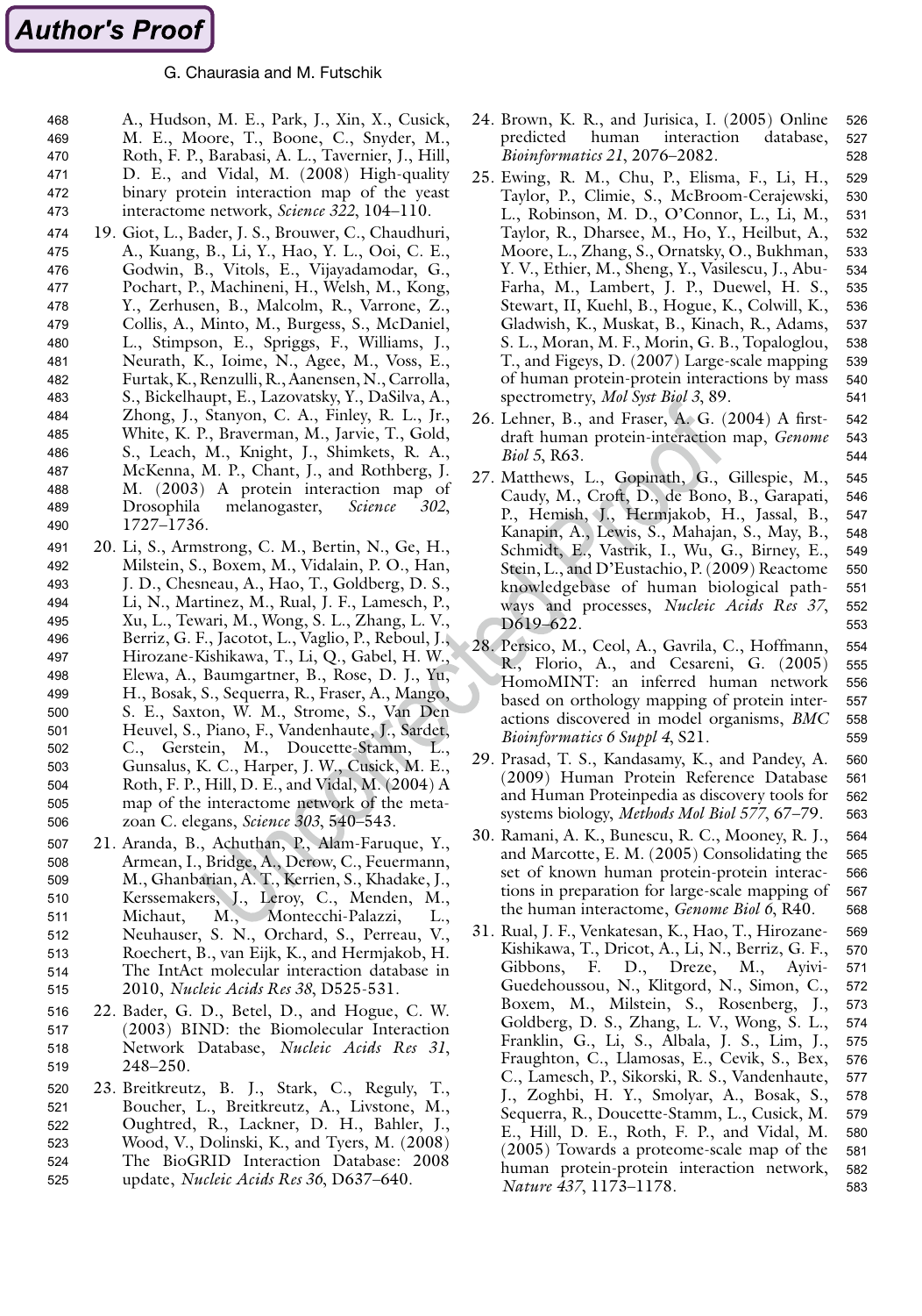A., Hudson, M. E., Park, J., Xin, X., Cusick, M. E., Moore, T., Boone, C., Snyder, M., Roth, F. P., Barabasi, A. L., Tavernier, J., Hill, D. E., and Vidal, M. (2008) High-quality binary protein interaction map of the yeast interactome network, *Science 322*, 104–110.

19. Giot, L., Bader, J. S., Brouwer, C., Chaudhuri, A., Kuang, B., Li, Y., Hao, Y. L., Ooi, C. E., Godwin, B., Vitols, E., Vijayadamodar, G., Pochart, P., Machineni, H., Welsh, M., Kong, Y., Zerhusen, B., Malcolm, R., Varrone, Z., Collis, A., Minto, M., Burgess, S., McDaniel, L., Stimpson, E., Spriggs, F., Williams, J., Neurath, K., Ioime, N., Agee, M., Voss, E., Furtak, K., Renzulli, R., Aanensen, N., Carrolla, S., Bickelhaupt, E., Lazovatsky, Y., DaSilva, A., Zhong, J., Stanyon, C. A., Finley, R. L., Jr., White, K. P., Braverman, M., Jarvie, T., Gold, S., Leach, M., Knight, J., Shimkets, R. A., McKenna, M. P., Chant, J., and Rothberg, J. M. (2003) A protein interaction map of Drosophila melanogaster, *Science 302*, 1727–1736.

20. Li, S., Armstrong, C. M., Bertin, N., Ge, H., Milstein, S., Boxem, M., Vidalain, P. O., Han, J. D., Chesneau, A., Hao, T., Goldberg, D. S., Li, N., Martinez, M., Rual, J. F., Lamesch, P., Xu, L., Tewari, M., Wong, S. L., Zhang, L. V., Berriz, G. F., Jacotot, L., Vaglio, P., Reboul, J., Hirozane-Kishikawa, T., Li, Q., Gabel, H. W., Elewa, A., Baumgartner, B., Rose, D. J., Yu, H., Bosak, S., Sequerra, R., Fraser, A., Mango, S. E., Saxton, W. M., Strome, S., Van Den Heuvel, S., Piano, F., Vandenhaute, J., Sardet, C., Gerstein, M., Doucette-Stamm, L., Gunsalus, K. C., Harper, J. W., Cusick, M. E., Roth, F. P., Hill, D. E., and Vidal, M. (2004) A map of the interactome network of the metazoan C. elegans, *Science 303*, 540–543.

21. Aranda, B., Achuthan, P., Alam-Faruque, Y., Armean, I., Bridge, A., Derow, C., Feuermann, M., Ghanbarian, A. T., Kerrien, S., Khadake, J., Kerssemakers, J., Leroy, C., Menden, M., Michaut, M., Montecchi-Palazzi, L., Neuhauser, S. N., Orchard, S., Perreau, V., Roechert, B., van Eijk, K., and Hermjakob, H. The IntAct molecular interaction database in 2010, *Nucleic Acids Res 38*, D525-531.

22. Bader, G. D., Betel, D., and Hogue, C. W. (2003) BIND: the Biomolecular Interaction Network Database, *Nucleic Acids Res 31*, 248–250.

23. Breitkreutz, B. J., Stark, C., Reguly, T., Boucher, L., Breitkreutz, A., Livstone, M., Oughtred, R., Lackner, D. H., Bahler, J., Wood, V., Dolinski, K., and Tyers, M. (2008) The BioGRID Interaction Database: 2008 update, *Nucleic Acids Res 36*, D637–640.

24. Brown, K. R., and Jurisica, I. (2005) Online predicted human interaction database, *Bioinformatics 21*, 2076–2082.

25. Ewing, R. M., Chu, P., Elisma, F., Li, H., Taylor, P., Climie, S., McBroom-Cerajewski, L., Robinson, M. D., O'Connor, L., Li, M., Taylor, R., Dharsee, M., Ho, Y., Heilbut, A., Moore, L., Zhang, S., Ornatsky, O., Bukhman, Y. V., Ethier, M., Sheng, Y., Vasilescu, J., Abu-Farha, M., Lambert, J. P., Duewel, H. S., Stewart, II, Kuehl, B., Hogue, K., Colwill, K., Gladwish, K., Muskat, B., Kinach, R., Adams, S. L., Moran, M. F., Morin, G. B., Topaloglou, T., and Figeys, D. (2007) Large-scale mapping of human protein-protein interactions by mass spectrometry, *Mol Syst Biol 3*, 89.

26. Lehner, B., and Fraser, A. G. (2004) A first-draft human protein-interaction map, *Genome Biol 5*, R63.

27. Matthews, L., Gopinath, G., Gillespie, M., Caudy, M., Croft, D., de Bono, B., Garapati, P., Hemish, J., Hermjakob, H., Jassal, B., Kanapin, A., Lewis, S., Mahajan, S., May, B., Schmidt, E., Vastrik, I., Wu, G., Birney, E., Stein, L., and D'Eustachio, P. (2009) Reactome knowledgebase of human biological pathways and processes, *Nucleic Acids Res 37*, D619–622.

28. Persico, M., Ceol, A., Gavrila, C., Hoffmann, R., Florio, A., and Cesareni, G. (2005) HomoMINT: an inferred human network based on orthology mapping of protein interactions discovered in model organisms, *BMC Bioinformatics 6 Suppl 4*, S21.

29. Prasad, T. S., Kandasamy, K., and Pandey, A. (2009) Human Protein Reference Database and Human Proteinpedia as discovery tools for systems biology, *Methods Mol Biol 577*, 67–79.

30. Ramani, A. K., Bunescu, R. C., Mooney, R. J., and Marcotte, E. M. (2005) Consolidating the set of known human protein-protein interactions in preparation for large-scale mapping of the human interactome, *Genome Biol 6*, R40.

31. Rual, J. F., Venkatesan, K., Hao, T., Hirozane-Kishikawa, T., Dricot, A., Li, N., Berriz, G. F., Gibbons, F. D., Dreze, M., Ayivi-Guedehoussou, N., Klitgord, N., Simon, C., Boxem, M., Milstein, S., Rosenberg, J., Goldberg, D. S., Zhang, L. V., Wong, S. L., Franklin, G., Li, S., Albala, J. S., Lim, J., Fraughton, C., Llamosas, E., Cevik, S., Bex, C., Lamesch, P., Sikorski, R. S., Vandenhaute, J., Zoghbi, H. Y., Smolyar, A., Bosak, S., Sequerra, R., Doucette-Stamm, L., Cusick, M. E., Hill, D. E., Roth, F. P., and Vidal, M. (2005) Towards a proteome-scale map of the human protein-protein interaction network, *Nature 437*, 1173–1178.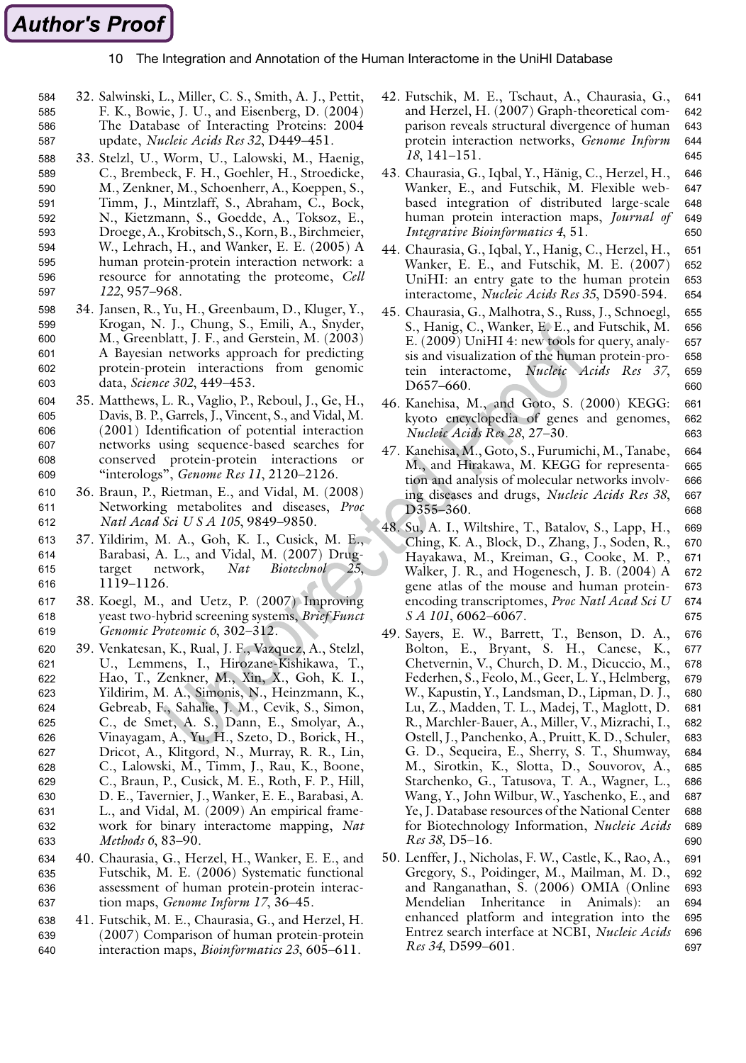32. Salwinski, L., Miller, C. S., Smith, A. J., Pettit, F. K., Bowie, J. U., and Eisenberg, D. (2004) The Database of Interacting Proteins: 2004 update, *Nucleic Acids Res 32*, D449–451.
33. Stelzl, U., Worm, U., Lalowski, M., Haenig, C., Brembeck, F. H., Goehler, H., Stroedicke, M., Zenkner, M., Schoenherr, A., Koeppen, S., Timm, J., Mintzlaff, S., Abraham, C., Bock, N., Kietzmann, S., Goedde, A., Toksoz, E., Droege, A., Krobitsch, S., Korn, B., Birchmeier, W., Lehrach, H., and Wanker, E. E. (2005) A human protein-protein interaction network: a resource for annotating the proteome, *Cell 122*, 957–968.
34. Jansen, R., Yu, H., Greenbaum, D., Kluger, Y., Krogan, N. J., Chung, S., Emili, A., Snyder, M., Greenblatt, J. F., and Gerstein, M. (2003) A Bayesian networks approach for predicting protein-protein interactions from genomic data, *Science 302*, 449–453.
35. Matthews, L. R., Vaglio, P., Reboul, J., Ge, H., Davis, B. P., Garrels, J., Vincent, S., and Vidal, M. (2001) Identification of potential interaction networks using sequence-based searches for conserved protein-protein interactions or "interologs", *Genome Res 11*, 2120–2126.
36. Braun, P., Rietman, E., and Vidal, M. (2008) Networking metabolites and diseases, *Proc Natl Acad Sci U S A 105*, 9849–9850.
37. Yildirim, M. A., Goh, K. I., Cusick, M. E., Barabasi, A. L., and Vidal, M. (2007) Drug-target network, *Nat Biotechnol 25*, 1119–1126.
38. Koegl, M., and Uetz, P. (2007) Improving yeast two-hybrid screening systems, *Brief Funct Genomic Proteomic 6*, 302–312.
39. Venkatesan, K., Rual, J. F., Vazquez, A., Stelzl, U., Lemmens, I., Hirozane-Kishikawa, T., Hao, T., Zenkner, M., Xin, X., Goh, K. I., Yildirim, M. A., Simonis, N., Heinzmann, K., Gebreab, F., Sahalie, J. M., Cevik, S., Simon, C., de Smet, A. S., Dann, E., Smolyar, A., Vinayagam, A., Yu, H., Szeto, D., Borick, H., Dricot, A., Klitgord, N., Murray, R. R., Lin, C., Lalowski, M., Timm, J., Rau, K., Boone, C., Braun, P., Cusick, M. E., Roth, F. P., Hill, D. E., Tavernier, J., Wanker, E. E., Barabasi, A. L., and Vidal, M. (2009) An empirical framework for binary interactome mapping, *Nat Methods 6*, 83–90.
40. Chaurasia, G., Herzel, H., Wanker, E. E., and Futschik, M. E. (2006) Systematic functional assessment of human protein-protein interaction maps, *Genome Inform 17*, 36–45.
41. Futschik, M. E., Chaurasia, G., and Herzel, H. (2007) Comparison of human protein-protein interaction maps, *Bioinformatics 23*, 605–611.
42. Futschik, M. E., Tschaut, A., Chaurasia, G., and Herzel, H. (2007) Graph-theoretical comparison reveals structural divergence of human protein interaction networks, *Genome Inform 18*, 141–151.
43. Chaurasia, G., Iqbal, Y., Hänig, C., Herzel, H., Wanker, E., and Futschik, M. Flexible web-based integration of distributed large-scale human protein interaction maps, *Journal of Integrative Bioinformatics 4*, 51.
44. Chaurasia, G., Iqbal, Y., Hanig, C., Herzel, H., Wanker, E. E., and Futschik, M. E. (2007) UniHI: an entry gate to the human protein interactome, *Nucleic Acids Res 35*, D590-594.
45. Chaurasia, G., Malhotra, S., Russ, J., Schnoegl, S., Hanig, C., Wanker, E. E., and Futschik, M. E. (2009) UniHI 4: new tools for query, analysis and visualization of the human protein-protein interactome, *Nucleic Acids Res 37*, D657–660.
46. Kanehisa, M., and Goto, S. (2000) KEGG: kyoto encyclopedia of genes and genomes, *Nucleic Acids Res 28*, 27–30.
47. Kanehisa, M., Goto, S., Furumichi, M., Tanabe, M., and Hirakawa, M. KEGG for representation and analysis of molecular networks involving diseases and drugs, *Nucleic Acids Res 38*, D355–360.
48. Su, A. I., Wiltshire, T., Batalov, S., Lapp, H., Ching, K. A., Block, D., Zhang, J., Soden, R., Hayakawa, M., Kreiman, G., Cooke, M. P., Walker, J. R., and Hogenesch, J. B. (2004) A gene atlas of the mouse and human protein-encoding transcriptomes, *Proc Natl Acad Sci U S A 101*, 6062–6067.
49. Sayers, E. W., Barrett, T., Benson, D. A., Bolton, E., Bryant, S. H., Canese, K., Chetvernin, V., Church, D. M., Dicuccio, M., Federhen, S., Feolo, M., Geer, L. Y., Helmberg, W., Kapustin, Y., Landsman, D., Lipman, D. J., Lu, Z., Madden, T. L., Madej, T., Maglott, D. R., Marchler-Bauer, A., Miller, V., Mizrachi, I., Ostell, J., Panchenko, A., Pruitt, K. D., Schuler, G. D., Sequeira, E., Sherry, S. T., Shumway, M., Sirotkin, K., Slotta, D., Souvorov, A., Starchenko, G., Tatusova, T. A., Wagner, L., Wang, Y., John Wilbur, W., Yaschenko, E., and Ye, J. Database resources of the National Center for Biotechnology Information, *Nucleic Acids Res 38*, D5–16.
50. Lenffer, J., Nicholas, F. W., Castle, K., Rao, A., Gregory, S., Poidinger, M., Mailman, M. D., and Ranganathan, S. (2006) OMIA (Online Mendelian Inheritance in Animals): an enhanced platform and integration into the Entrez search interface at NCBI, *Nucleic Acids Res 34*, D599–601.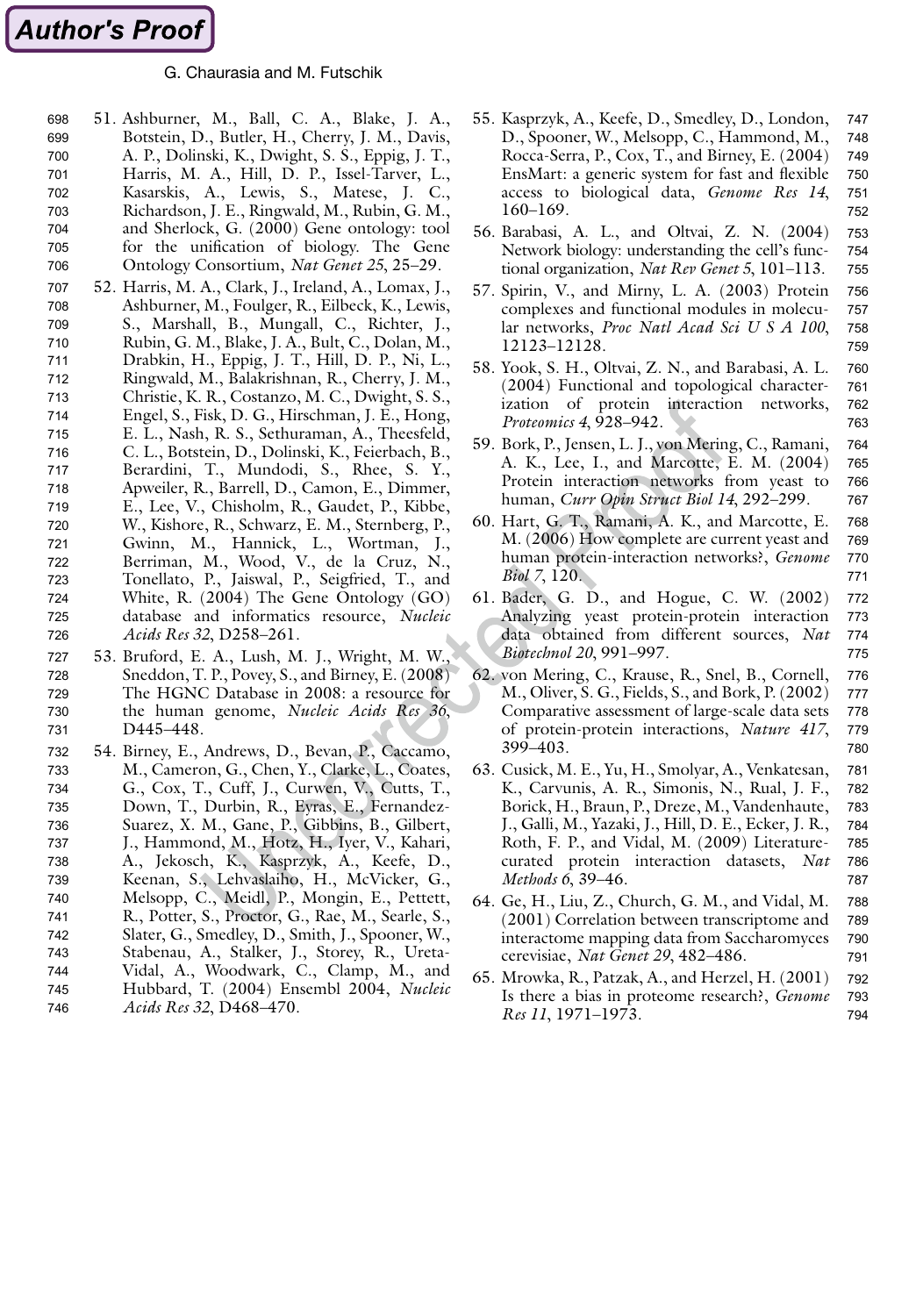51. Ashburner, M., Ball, C. A., Blake, J. A., Botstein, D., Butler, H., Cherry, J. M., Davis, A. P., Dolinski, K., Dwight, S. S., Eppig, J. T., Harris, M. A., Hill, D. P., Issel-Tarver, L., Kasarskis, A., Lewis, S., Matese, J. C., Richardson, J. E., Ringwald, M., Rubin, G. M., and Sherlock, G. (2000) Gene ontology: tool for the unification of biology. The Gene Ontology Consortium, *Nat Genet 25*, 25–29.

52. Harris, M. A., Clark, J., Ireland, A., Lomax, J., Ashburner, M., Foulger, R., Eilbeck, K., Lewis, S., Marshall, B., Mungall, C., Richter, J., Rubin, G. M., Blake, J. A., Bult, C., Dolan, M., Drabkin, H., Eppig, J. T., Hill, D. P., Ni, L., Ringwald, M., Balakrishnan, R., Cherry, J. M., Christie, K. R., Costanzo, M. C., Dwight, S. S., Engel, S., Fisk, D. G., Hirschman, J. E., Hong, E. L., Nash, R. S., Sethuraman, A., Theesfeld, C. L., Botstein, D., Dolinski, K., Feierbach, B., Berardini, T., Mundodi, S., Rhee, S. Y., Apweiler, R., Barrell, D., Camon, E., Dimmer, E., Lee, V., Chisholm, R., Gaudet, P., Kibbe, W., Kishore, R., Schwarz, E. M., Sternberg, P., Gwinn, M., Hannick, L., Wortman, J., Berriman, M., Wood, V., de la Cruz, N., Tonellato, P., Jaiswal, P., Seigfried, T., and White, R. (2004) The Gene Ontology (GO) database and informatics resource, *Nucleic Acids Res 32*, D258–261.

53. Bruford, E. A., Lush, M. J., Wright, M. W., Sneddon, T. P., Povey, S., and Birney, E. (2008) The HGNC Database in 2008: a resource for the human genome, *Nucleic Acids Res 36*, D445–448.

54. Birney, E., Andrews, D., Bevan, P., Caccamo, M., Cameron, G., Chen, Y., Clarke, L., Coates, G., Cox, T., Cuff, J., Curwen, V., Cutts, T., Down, T., Durbin, R., Eyras, E., Fernandez-Suarez, X. M., Gane, P., Gibbins, B., Gilbert, J., Hammond, M., Hotz, H., Iyer, V., Kahari, A., Jekosch, K., Kasprzyk, A., Keefe, D., Keenan, S., Lehvaslaiho, H., McVicker, G., Melsopp, C., Meidl, P., Mongin, E., Pettett, R., Potter, S., Proctor, G., Rae, M., Searle, S., Slater, G., Smedley, D., Smith, J., Spooner, W., Stabenau, A., Stalker, J., Storey, R., Ureta-Vidal, A., Woodwark, C., Clamp, M., and Hubbard, T. (2004) Ensembl 2004, *Nucleic Acids Res 32*, D468–470.

55. Kasprzyk, A., Keefe, D., Smedley, D., London, D., Spooner, W., Melsopp, C., Hammond, M., Rocca-Serra, P., Cox, T., and Birney, E. (2004) EnsMart: a generic system for fast and flexible access to biological data, *Genome Res 14*, 160–169.

56. Barabasi, A. L., and Oltvai, Z. N. (2004) Network biology: understanding the cell's functional organization, *Nat Rev Genet 5*, 101–113.

57. Spirin, V., and Mirny, L. A. (2003) Protein complexes and functional modules in molecular networks, *Proc Natl Acad Sci U S A 100*, 12123–12128.

58. Yook, S. H., Oltvai, Z. N., and Barabasi, A. L. (2004) Functional and topological characterization of protein interaction networks, *Proteomics 4*, 928–942.

59. Bork, P., Jensen, L. J., von Mering, C., Ramani, A. K., Lee, I., and Marcotte, E. M. (2004) Protein interaction networks from yeast to human, *Curr Opin Struct Biol 14*, 292–299.

60. Hart, G. T., Ramani, A. K., and Marcotte, E. M. (2006) How complete are current yeast and human protein-interaction networks?, *Genome Biol 7*, 120.

61. Bader, G. D., and Hogue, C. W. (2002) Analyzing yeast protein-protein interaction data obtained from different sources, *Nat Biotechnol 20*, 991–997.

62. von Mering, C., Krause, R., Snel, B., Cornell, M., Oliver, S. G., Fields, S., and Bork, P. (2002) Comparative assessment of large-scale data sets of protein-protein interactions, *Nature 417*, 399–403.

63. Cusick, M. E., Yu, H., Smolyar, A., Venkatesan, K., Carvunis, A. R., Simonis, N., Rual, J. F., Borick, H., Braun, P., Dreze, M., Vandenhaute, J., Galli, M., Yazaki, J., Hill, D. E., Ecker, J. R., Roth, F. P., and Vidal, M. (2009) Literature-curated protein interaction datasets, *Nat Methods 6*, 39–46.

64. Ge, H., Liu, Z., Church, G. M., and Vidal, M. (2001) Correlation between transcriptome and interactome mapping data from Saccharomyces cerevisiae, *Nat Genet 29*, 482–486.

65. Mrowka, R., Patzak, A., and Herzel, H. (2001) Is there a bias in proteome research?, *Genome Res 11*, 1971–1973.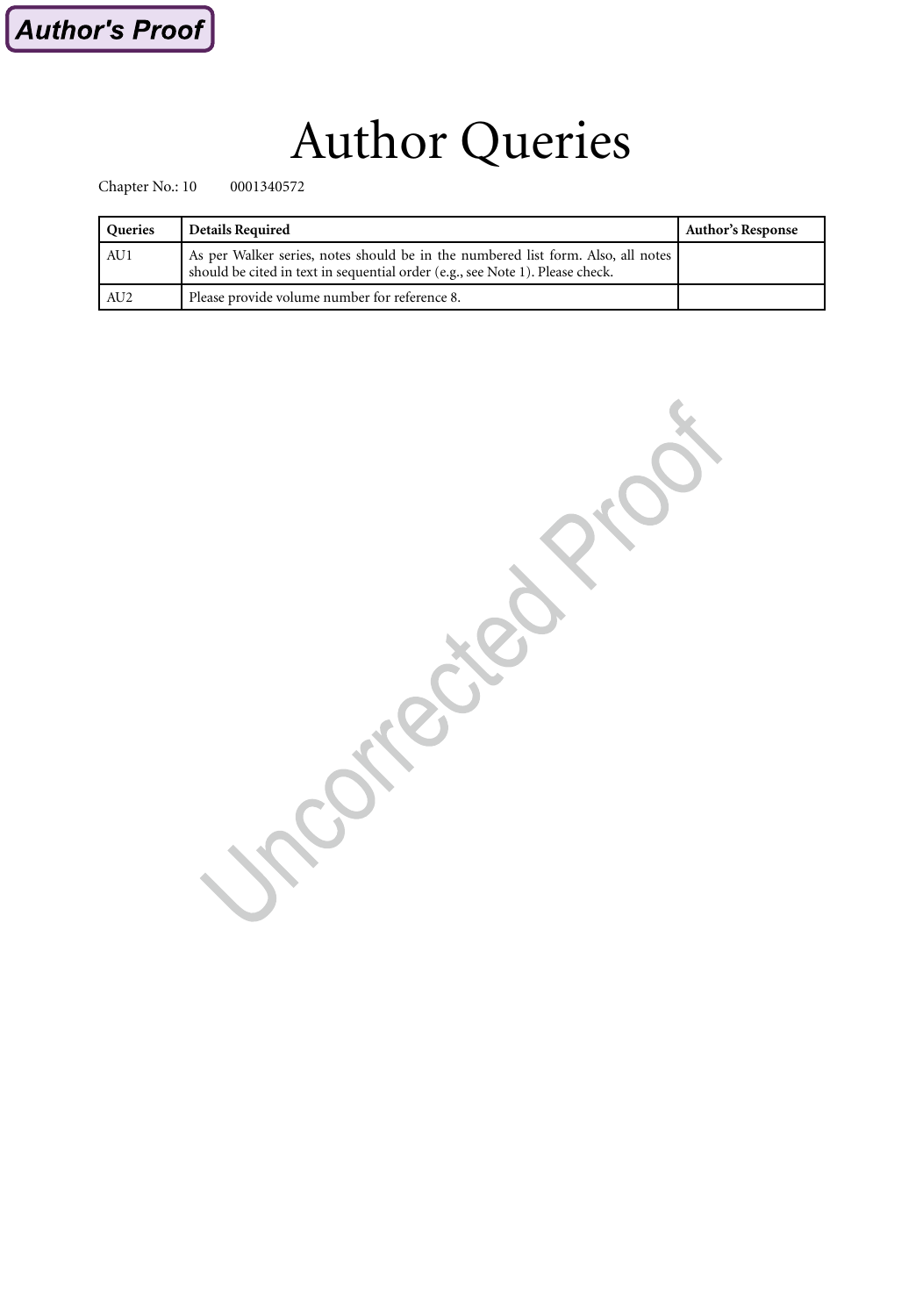# Author Queries

Chapter No.: 10 0001340572

| Queries | Details Required | Author's Response |
|---|---|---|
| AU1 | As per Walker series, notes should be in the numbered list form. Also, all notes should be cited in text in sequential order (e.g., see Note 1). Please check. | |
| AU2 | Please provide volume number for reference 8. | |